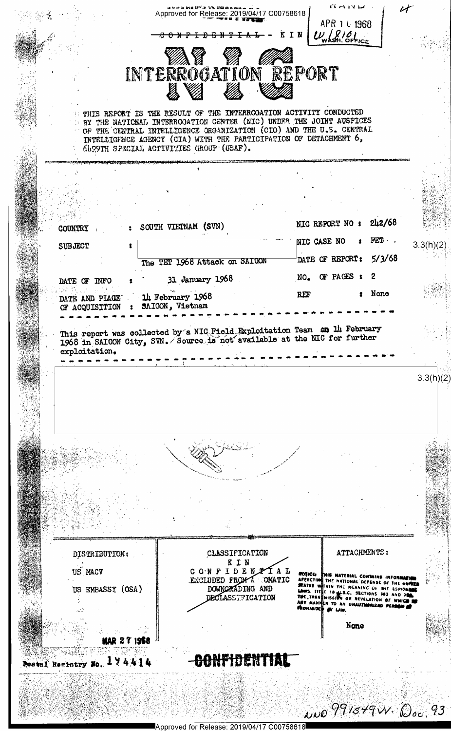Approved for Release: 2019/04/17 C00758618

~~CONFIDENTIAL~~ - KIN

APR 1 1968
W/8/6/ WASH. OFFICE

# NIC INTERROGATION REPORT

THIS REPORT IS THE RESULT OF THE INTERROGATION ACTIVITY CONDUCTED BY THE NATIONAL INTERROGATION CENTER (NIC) UNDER THE JOINT AUSPICES OF THE CENTRAL INTELLIGENCE ORGANIZATION (CIO) AND THE U.S. CENTRAL INTELLIGENCE AGENCY (CIA) WITH THE PARTICIPATION OF DETACHMENT 6, 6499TH SPECIAL ACTIVITIES GROUP (USAF).

| | | | |
|---|---|---|---|
| COUNTRY | : SOUTH VIETNAM (SVN) | NIC REPORT NO : | 242/68 |
| SUBJECT | : [redacted] The TET 1968 Attack on SAIGON | NIC CASE NO : | FET |
| | | DATE OF REPORT: | 5/3/68 |
| DATE OF INFO | : 31 January 1968 | NO. OF PAGES : | 2 |
| DATE AND PLACE OF ACQUISITION | : 14 February 1968 SAIGON, Vietnam | REF : | None |

3.3(h)(2)

This report was collected by a NIC Field Exploitation Team on 14 February 1968 in SAIGON City, SVN. Source is not available at the NIC for further exploitation.

[redacted] 3.3(h)(2)

| DISTRIBUTION: | CLASSIFICATION | ATTACHMENTS: |
|---|---|---|
| US MACV | KIN | None |
| US EMBASSY (OSA) | CONFIDENTIAL | |
| | EXCLUDED FROM AUTOMATIC DOWNGRADING AND DECLASSIFICATION | |

NOTICE: THIS MATERIAL CONTAINS INFORMATION AFFECTING THE NATIONAL DEFENSE OF THE UNITED STATES WITHIN THE MEANING OF THE ESPIONAGE LAWS, TITLE 18 U.S.C., SECTIONS 793 AND 794, THE TRANSMISSION OR REVELATION OF WHICH IN ANY MANNER TO AN UNAUTHORIZED PERSON IS PROHIBITED BY LAW.

MAR 27 1968

Postal Registry No. 174414

CONFIDENTIAL

NND 991549W. Doc. 93

Approved for Release: 2019/04/17 C00758618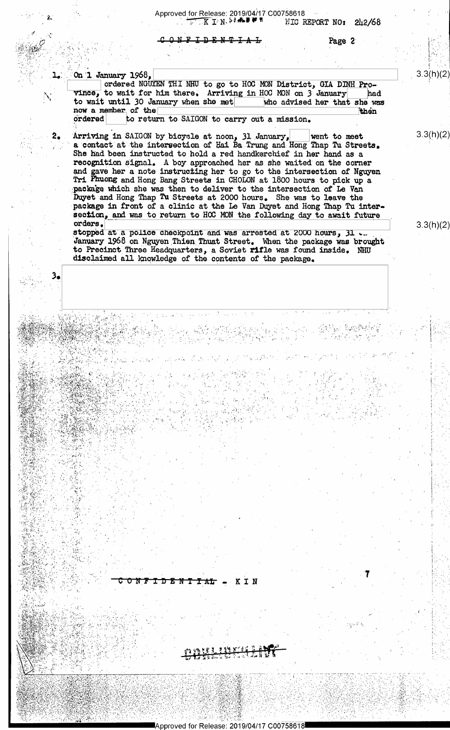1. On 1 January 1968, [redacted] ordered NGUYEN THI NHU to go to HOC MON District, GIA DINH Province, to wait for him there. Arriving in HOC MON on 3 January [redacted] had to wait until 30 January when she met [redacted] who advised her that she was now a member of the [redacted] then ordered [redacted] to return to SAIGON to carry out a mission.

2. Arriving in SAIGON by bicycle at noon, 31 January, [redacted] went to meet a contact at the intersection of Hai Ba Trung and Hong Thap Tu Streets. She had been instructed to hold a red handkerchief in her hand as a recognition signal. A boy approached her as she waited on the corner and gave her a note instructing her to go to the intersection of Nguyen Tri Phuong and Hong Bang Streets in CHOLON at 1800 hours to pick up a package which she was then to deliver to the intersection of Le Van Duyet and Hong Thap Tu Streets at 2000 hours. She was to leave the package in front of a clinic at the Le Van Duyet and Hong Thap Tu intersection, and was to return to HOC MON the following day to await future orders. [redacted] stopped at a police checkpoint and was arrested at 2000 hours, 31 January 1968 on Nguyen Thien Thuat Street. When the package was brought to Precinct Three Headquarters, a Soviet rifle was found inside. NHU disclaimed all knowledge of the contents of the package.

3. [redacted]